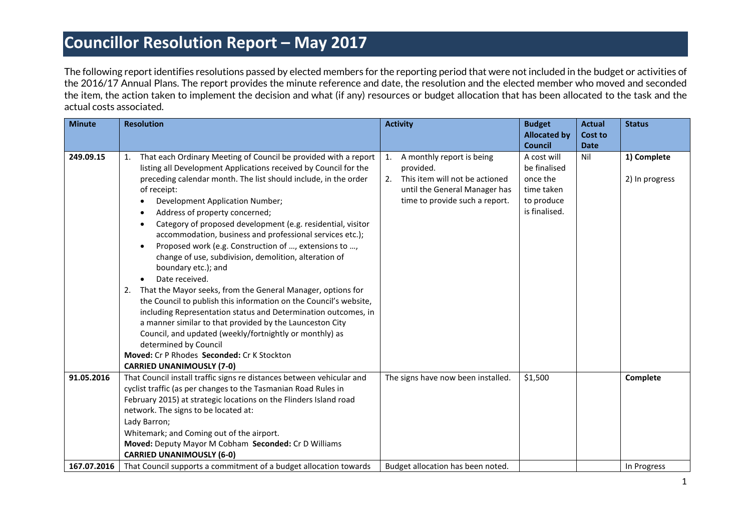# Councillor Resolution Report – May 2017

The following report identifies resolutions passed by elected members for the reporting period that were not included in the budget or activities of the 2016/17 Annual Plans. The report provides the minute reference and date, the resolution and the elected member who moved and seconded the item, the action taken to implement the decision and what (if any) resources or budget allocation that has been allocated to the task and the actual costs associated.

| Minute | Resolution | Activity | Budget Allocated by Council | Actual Cost to Date | Status |
|---|---|---|---|---|---|
| 249.09.15 | 1. That each Ordinary Meeting of Council be provided with a report listing all Development Applications received by Council for the preceding calendar month. The list should include, in the order of receipt:<br>• Development Application Number;<br>• Address of property concerned;<br>• Category of proposed development (e.g. residential, visitor accommodation, business and professional services etc.);<br>• Proposed work (e.g. Construction of …, extensions to …, change of use, subdivision, demolition, alteration of boundary etc.); and<br>• Date received.<br>2. That the Mayor seeks, from the General Manager, options for the Council to publish this information on the Council's website, including Representation status and Determination outcomes, in a manner similar to that provided by the Launceston City Council, and updated (weekly/fortnightly or monthly) as determined by Council<br>**Moved:** Cr P Rhodes **Seconded:** Cr K Stockton<br>**CARRIED UNANIMOUSLY (7-0)** | 1. A monthly report is being provided.<br>2. This item will not be actioned until the General Manager has time to provide such a report. | A cost will be finalised once the time taken to produce is finalised. | Nil | **1) Complete**<br><br>2) In progress |
| 91.05.2016 | That Council install traffic signs re distances between vehicular and cyclist traffic (as per changes to the Tasmanian Road Rules in February 2015) at strategic locations on the Flinders Island road network. The signs to be located at:<br>Lady Barron;<br>Whitemark; and Coming out of the airport.<br>**Moved:** Deputy Mayor M Cobham **Seconded:** Cr D Williams<br>**CARRIED UNANIMOUSLY (6-0)** | The signs have now been installed. | $1,500 | | **Complete** |
| 167.07.2016 | That Council supports a commitment of a budget allocation towards | Budget allocation has been noted. | | | In Progress |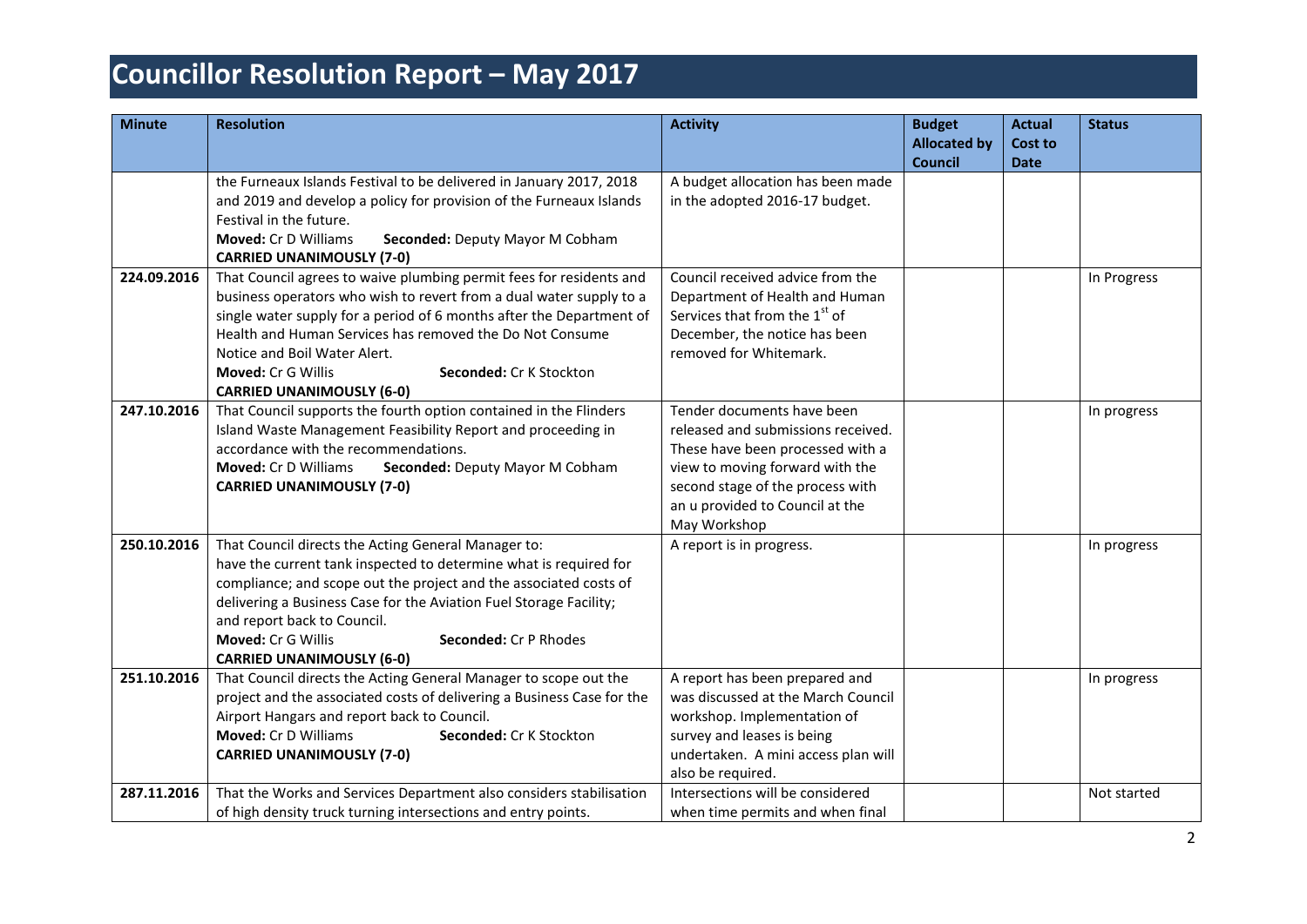# Councillor Resolution Report – May 2017

| Minute | Resolution | Activity | Budget Allocated by Council | Actual Cost to Date | Status |
|---|---|---|---|---|---|
| | the Furneaux Islands Festival to be delivered in January 2017, 2018 and 2019 and develop a policy for provision of the Furneaux Islands Festival in the future.<br>**Moved:** Cr D Williams **Seconded:** Deputy Mayor M Cobham<br>**CARRIED UNANIMOUSLY (7-0)** | A budget allocation has been made in the adopted 2016-17 budget. | | | |
| 224.09.2016 | That Council agrees to waive plumbing permit fees for residents and business operators who wish to revert from a dual water supply to a single water supply for a period of 6 months after the Department of Health and Human Services has removed the Do Not Consume Notice and Boil Water Alert.<br>**Moved:** Cr G Willis **Seconded:** Cr K Stockton<br>**CARRIED UNANIMOUSLY (6-0)** | Council received advice from the Department of Health and Human Services that from the 1st of December, the notice has been removed for Whitemark. | | | In Progress |
| 247.10.2016 | That Council supports the fourth option contained in the Flinders Island Waste Management Feasibility Report and proceeding in accordance with the recommendations.<br>**Moved:** Cr D Williams **Seconded:** Deputy Mayor M Cobham<br>**CARRIED UNANIMOUSLY (7-0)** | Tender documents have been released and submissions received. These have been processed with a view to moving forward with the second stage of the process with an u provided to Council at the May Workshop | | | In progress |
| 250.10.2016 | That Council directs the Acting General Manager to:<br>have the current tank inspected to determine what is required for compliance; and scope out the project and the associated costs of delivering a Business Case for the Aviation Fuel Storage Facility; and report back to Council.<br>**Moved:** Cr G Willis **Seconded:** Cr P Rhodes<br>**CARRIED UNANIMOUSLY (6-0)** | A report is in progress. | | | In progress |
| 251.10.2016 | That Council directs the Acting General Manager to scope out the project and the associated costs of delivering a Business Case for the Airport Hangars and report back to Council.<br>**Moved:** Cr D Williams **Seconded:** Cr K Stockton<br>**CARRIED UNANIMOUSLY (7-0)** | A report has been prepared and was discussed at the March Council workshop. Implementation of survey and leases is being undertaken. A mini access plan will also be required. | | | In progress |
| 287.11.2016 | That the Works and Services Department also considers stabilisation of high density truck turning intersections and entry points. | Intersections will be considered when time permits and when final | | | Not started |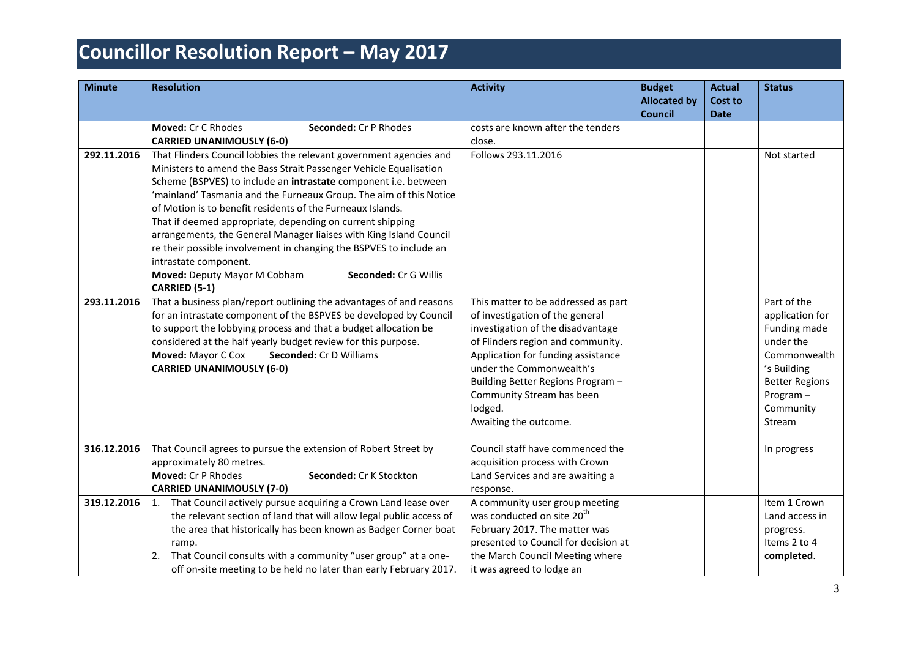# Councillor Resolution Report – May 2017

| Minute | Resolution | Activity | Budget Allocated by Council | Actual Cost to Date | Status |
|---|---|---|---|---|---|
| | **Moved:** Cr C Rhodes **Seconded:** Cr P Rhodes<br>**CARRIED UNANIMOUSLY (6-0)** | costs are known after the tenders close. | | | |
| **292.11.2016** | That Flinders Council lobbies the relevant government agencies and Ministers to amend the Bass Strait Passenger Vehicle Equalisation Scheme (BSPVES) to include an **intrastate** component i.e. between 'mainland' Tasmania and the Furneaux Group. The aim of this Notice of Motion is to benefit residents of the Furneaux Islands.<br>That if deemed appropriate, depending on current shipping arrangements, the General Manager liaises with King Island Council re their possible involvement in changing the BSPVES to include an intrastate component.<br>**Moved:** Deputy Mayor M Cobham **Seconded:** Cr G Willis<br>**CARRIED (5-1)** | Follows 293.11.2016 | | | Not started |
| **293.11.2016** | That a business plan/report outlining the advantages of and reasons for an intrastate component of the BSPVES be developed by Council to support the lobbying process and that a budget allocation be considered at the half yearly budget review for this purpose.<br>**Moved:** Mayor C Cox **Seconded:** Cr D Williams<br>**CARRIED UNANIMOUSLY (6-0)** | This matter to be addressed as part of investigation of the general investigation of the disadvantage of Flinders region and community. Application for funding assistance under the Commonwealth's Building Better Regions Program – Community Stream has been lodged.<br>Awaiting the outcome. | | | Part of the application for Funding made under the Commonwealth's Building Better Regions Program – Community Stream |
| **316.12.2016** | That Council agrees to pursue the extension of Robert Street by approximately 80 metres.<br>**Moved:** Cr P Rhodes **Seconded:** Cr K Stockton<br>**CARRIED UNANIMOUSLY (7-0)** | Council staff have commenced the acquisition process with Crown Land Services and are awaiting a response. | | | In progress |
| **319.12.2016** | 1. That Council actively pursue acquiring a Crown Land lease over the relevant section of land that will allow legal public access of the area that historically has been known as Badger Corner boat ramp.<br>2. That Council consults with a community "user group" at a one-off on-site meeting to be held no later than early February 2017. | A community user group meeting was conducted on site 20th February 2017. The matter was presented to Council for decision at the March Council Meeting where it was agreed to lodge an | | | Item 1 Crown Land access in progress.<br>Items 2 to 4 **completed**. |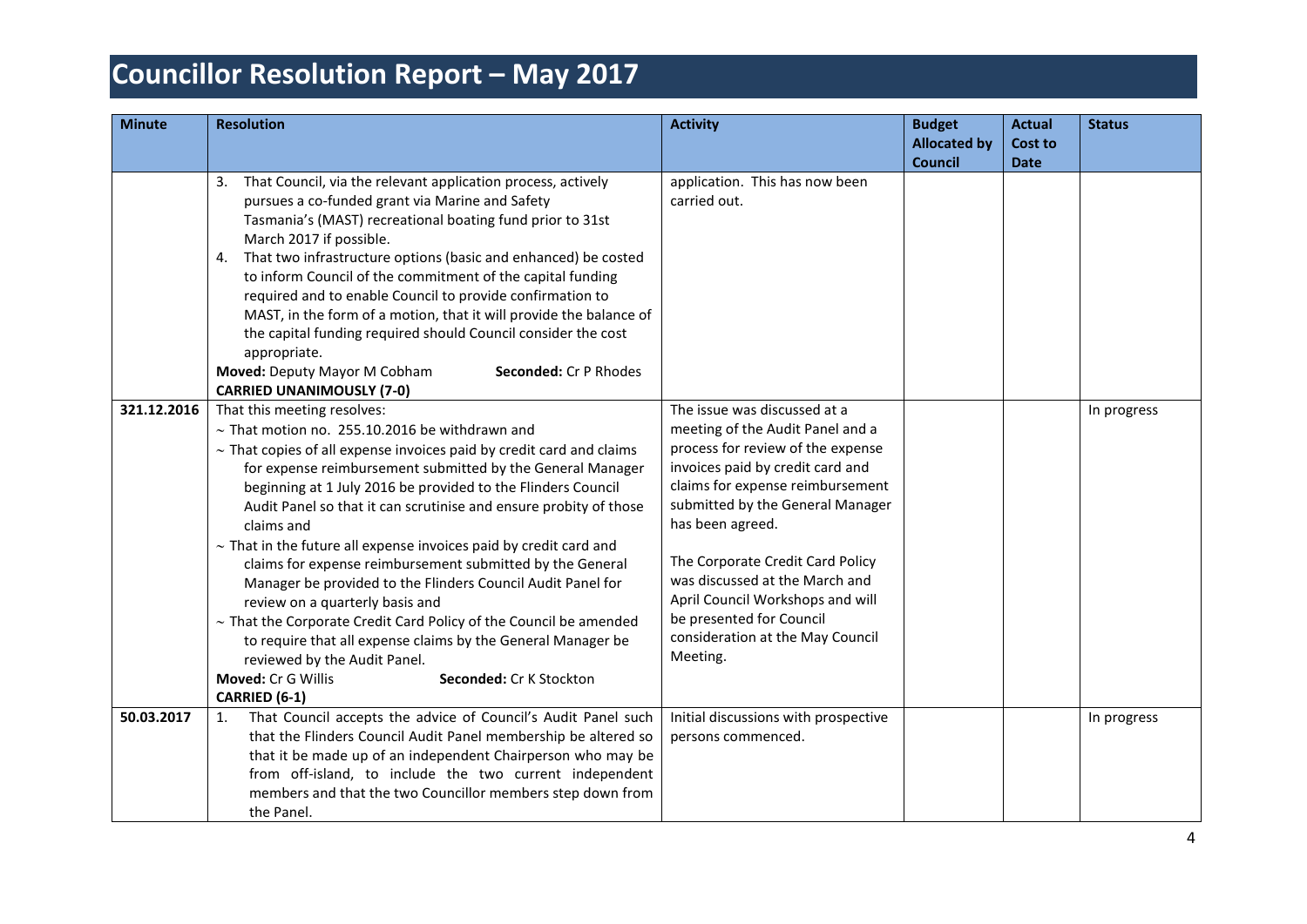# Councillor Resolution Report – May 2017

| Minute | Resolution | Activity | Budget Allocated by Council | Actual Cost to Date | Status |
|---|---|---|---|---|---|
| | 3. That Council, via the relevant application process, actively pursues a co-funded grant via Marine and Safety Tasmania's (MAST) recreational boating fund prior to 31st March 2017 if possible.<br>4. That two infrastructure options (basic and enhanced) be costed to inform Council of the commitment of the capital funding required and to enable Council to provide confirmation to MAST, in the form of a motion, that it will provide the balance of the capital funding required should Council consider the cost appropriate.<br>**Moved:** Deputy Mayor M Cobham **Seconded:** Cr P Rhodes<br>**CARRIED UNANIMOUSLY (7-0)** | application. This has now been carried out. | | | |
| **321.12.2016** | That this meeting resolves:<br>~ That motion no. 255.10.2016 be withdrawn and<br>~ That copies of all expense invoices paid by credit card and claims for expense reimbursement submitted by the General Manager beginning at 1 July 2016 be provided to the Flinders Council Audit Panel so that it can scrutinise and ensure probity of those claims and<br>~ That in the future all expense invoices paid by credit card and claims for expense reimbursement submitted by the General Manager be provided to the Flinders Council Audit Panel for review on a quarterly basis and<br>~ That the Corporate Credit Card Policy of the Council be amended to require that all expense claims by the General Manager be reviewed by the Audit Panel.<br>**Moved:** Cr G Willis **Seconded:** Cr K Stockton<br>**CARRIED (6-1)** | The issue was discussed at a meeting of the Audit Panel and a process for review of the expense invoices paid by credit card and claims for expense reimbursement submitted by the General Manager has been agreed.<br><br>The Corporate Credit Card Policy was discussed at the March and April Council Workshops and will be presented for Council consideration at the May Council Meeting. | | | In progress |
| **50.03.2017** | 1. That Council accepts the advice of Council's Audit Panel such that the Flinders Council Audit Panel membership be altered so that it be made up of an independent Chairperson who may be from off-island, to include the two current independent members and that the two Councillor members step down from the Panel. | Initial discussions with prospective persons commenced. | | | In progress |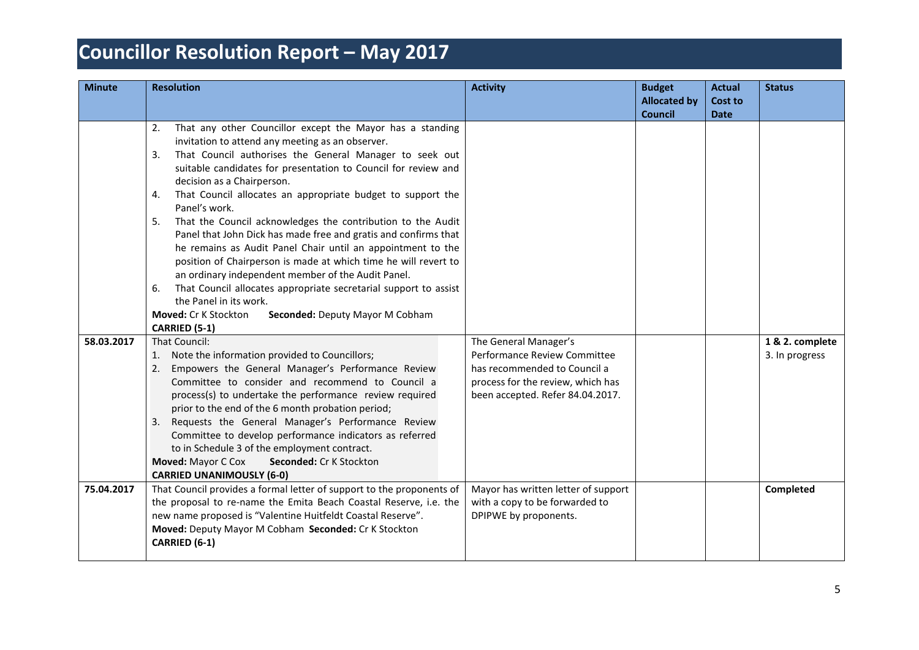# Councillor Resolution Report – May 2017

| Minute | Resolution | Activity | Budget Allocated by Council | Actual Cost to Date | Status |
|---|---|---|---|---|---|
| | 2. That any other Councillor except the Mayor has a standing invitation to attend any meeting as an observer.<br>3. That Council authorises the General Manager to seek out suitable candidates for presentation to Council for review and decision as a Chairperson.<br>4. That Council allocates an appropriate budget to support the Panel's work.<br>5. That the Council acknowledges the contribution to the Audit Panel that John Dick has made free and gratis and confirms that he remains as Audit Panel Chair until an appointment to the position of Chairperson is made at which time he will revert to an ordinary independent member of the Audit Panel.<br>6. That Council allocates appropriate secretarial support to assist the Panel in its work.<br>**Moved:** Cr K Stockton **Seconded:** Deputy Mayor M Cobham<br>**CARRIED (5-1)** | | | | |
| **58.03.2017** | That Council:<br>1. Note the information provided to Councillors;<br>2. Empowers the General Manager's Performance Review Committee to consider and recommend to Council a process(s) to undertake the performance review required prior to the end of the 6 month probation period;<br>3. Requests the General Manager's Performance Review Committee to develop performance indicators as referred to in Schedule 3 of the employment contract.<br>**Moved:** Mayor C Cox **Seconded:** Cr K Stockton<br>**CARRIED UNANIMOUSLY (6-0)** | The General Manager's Performance Review Committee has recommended to Council a process for the review, which has been accepted. Refer 84.04.2017. | | | **1 & 2. complete**<br>3. In progress |
| **75.04.2017** | That Council provides a formal letter of support to the proponents of the proposal to re-name the Emita Beach Coastal Reserve, i.e. the new name proposed is "Valentine Huitfeldt Coastal Reserve".<br>**Moved:** Deputy Mayor M Cobham **Seconded:** Cr K Stockton<br>**CARRIED (6-1)** | Mayor has written letter of support with a copy to be forwarded to DPIPWE by proponents. | | | **Completed** |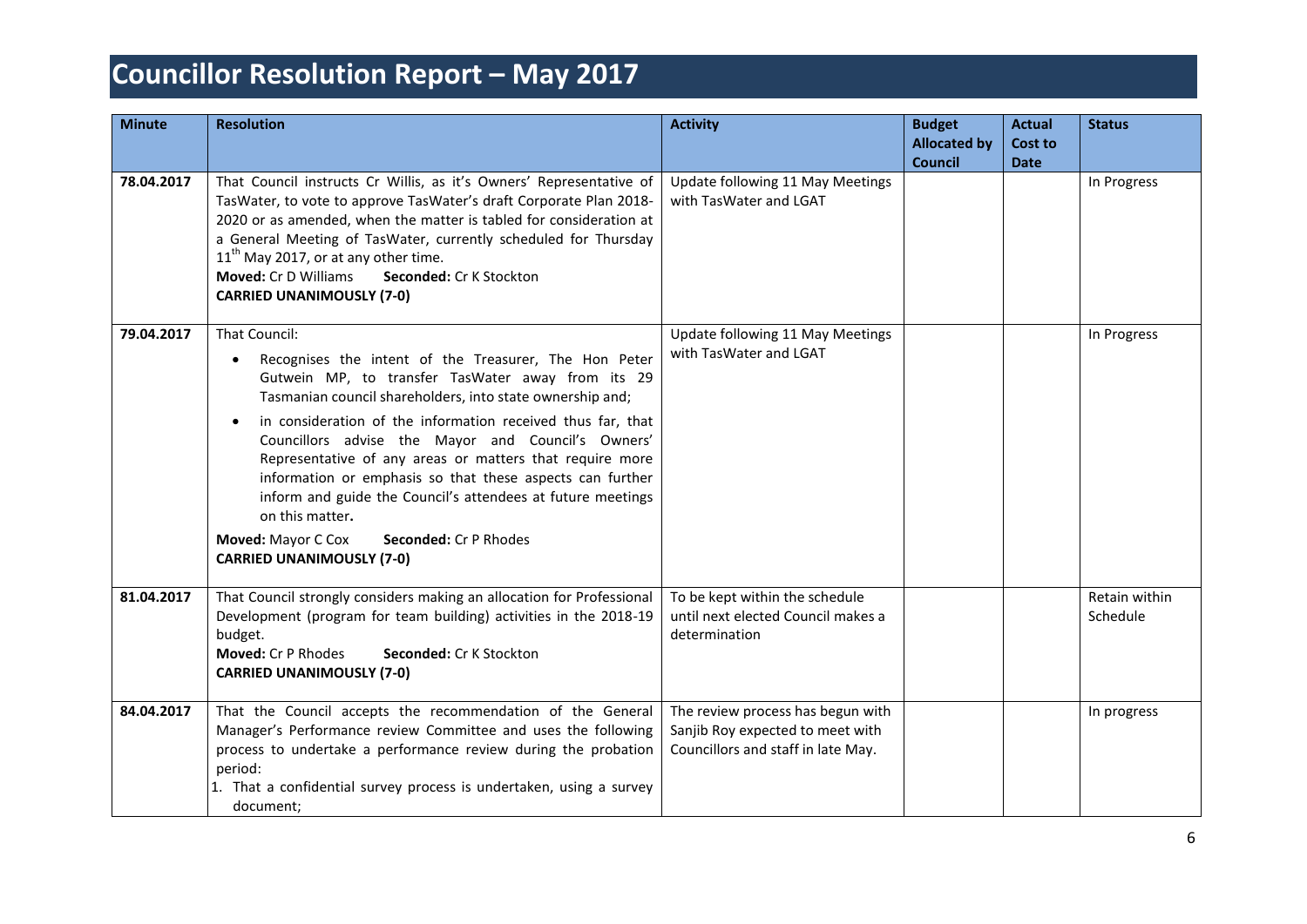# Councillor Resolution Report – May 2017

| Minute | Resolution | Activity | Budget Allocated by Council | Actual Cost to Date | Status |
|---|---|---|---|---|---|
| 78.04.2017 | That Council instructs Cr Willis, as it's Owners' Representative of TasWater, to vote to approve TasWater's draft Corporate Plan 2018-2020 or as amended, when the matter is tabled for consideration at a General Meeting of TasWater, currently scheduled for Thursday 11th May 2017, or at any other time.<br>**Moved:** Cr D Williams **Seconded:** Cr K Stockton<br>**CARRIED UNANIMOUSLY (7-0)** | Update following 11 May Meetings with TasWater and LGAT | | | In Progress |
| 79.04.2017 | That Council:<br>• Recognises the intent of the Treasurer, The Hon Peter Gutwein MP, to transfer TasWater away from its 29 Tasmanian council shareholders, into state ownership and;<br>• in consideration of the information received thus far, that Councillors advise the Mayor and Council's Owners' Representative of any areas or matters that require more information or emphasis so that these aspects can further inform and guide the Council's attendees at future meetings on this matter.<br>**Moved:** Mayor C Cox **Seconded:** Cr P Rhodes<br>**CARRIED UNANIMOUSLY (7-0)** | Update following 11 May Meetings with TasWater and LGAT | | | In Progress |
| 81.04.2017 | That Council strongly considers making an allocation for Professional Development (program for team building) activities in the 2018-19 budget.<br>**Moved:** Cr P Rhodes **Seconded:** Cr K Stockton<br>**CARRIED UNANIMOUSLY (7-0)** | To be kept within the schedule until next elected Council makes a determination | | | Retain within Schedule |
| 84.04.2017 | That the Council accepts the recommendation of the General Manager's Performance review Committee and uses the following process to undertake a performance review during the probation period:<br>1. That a confidential survey process is undertaken, using a survey document; | The review process has begun with Sanjib Roy expected to meet with Councillors and staff in late May. | | | In progress |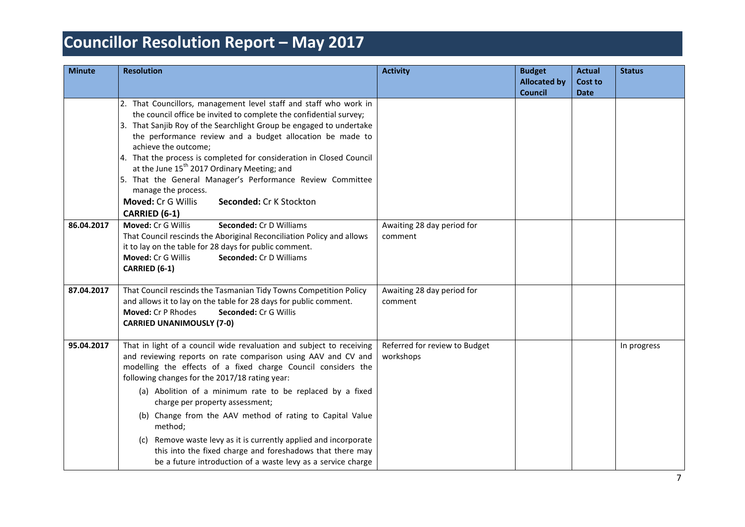# Councillor Resolution Report – May 2017

| Minute | Resolution | Activity | Budget Allocated by Council | Actual Cost to Date | Status |
|---|---|---|---|---|---|
| | 2. That Councillors, management level staff and staff who work in the council office be invited to complete the confidential survey;<br>3. That Sanjib Roy of the Searchlight Group be engaged to undertake the performance review and a budget allocation be made to achieve the outcome;<br>4. That the process is completed for consideration in Closed Council at the June 15th 2017 Ordinary Meeting; and<br>5. That the General Manager's Performance Review Committee manage the process.<br>**Moved:** Cr G Willis **Seconded:** Cr K Stockton<br>**CARRIED (6-1)** | | | | |
| 86.04.2017 | **Moved:** Cr G Willis **Seconded:** Cr D Williams<br>That Council rescinds the Aboriginal Reconciliation Policy and allows it to lay on the table for 28 days for public comment.<br>**Moved:** Cr G Willis **Seconded:** Cr D Williams<br>**CARRIED (6-1)** | Awaiting 28 day period for comment | | | |
| 87.04.2017 | That Council rescinds the Tasmanian Tidy Towns Competition Policy and allows it to lay on the table for 28 days for public comment.<br>**Moved:** Cr P Rhodes **Seconded:** Cr G Willis<br>**CARRIED UNANIMOUSLY (7-0)** | Awaiting 28 day period for comment | | | |
| 95.04.2017 | That in light of a council wide revaluation and subject to receiving and reviewing reports on rate comparison using AAV and CV and modelling the effects of a fixed charge Council considers the following changes for the 2017/18 rating year:<br>(a) Abolition of a minimum rate to be replaced by a fixed charge per property assessment;<br>(b) Change from the AAV method of rating to Capital Value method;<br>(c) Remove waste levy as it is currently applied and incorporate this into the fixed charge and foreshadows that there may be a future introduction of a waste levy as a service charge | Referred for review to Budget workshops | | | In progress |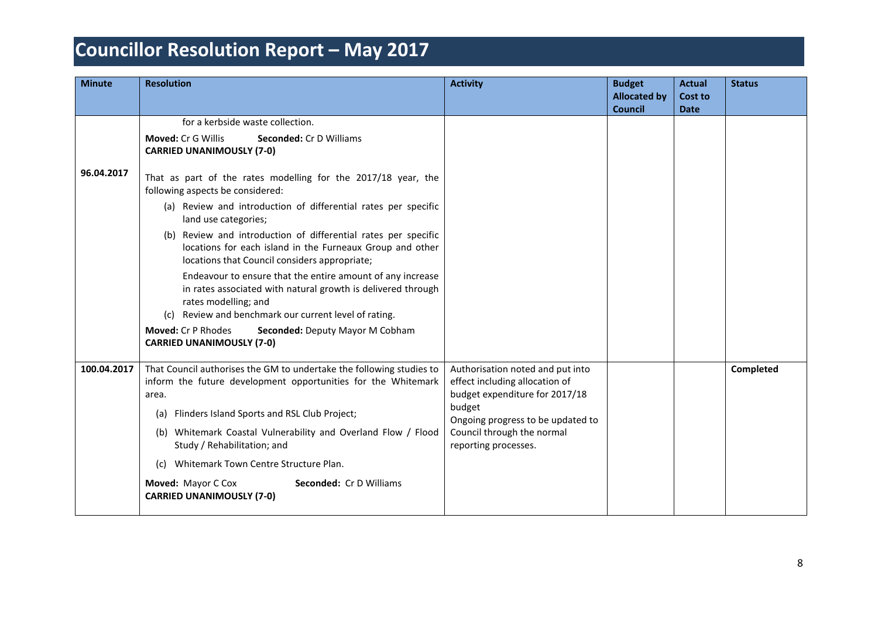# Councillor Resolution Report – May 2017

| Minute | Resolution | Activity | Budget Allocated by Council | Actual Cost to Date | Status |
|---|---|---|---|---|---|
| | for a kerbside waste collection.<br><br>**Moved:** Cr G Willis **Seconded:** Cr D Williams<br>**CARRIED UNANIMOUSLY (7-0)** | | | | |
| 96.04.2017 | That as part of the rates modelling for the 2017/18 year, the following aspects be considered:<br><br>(a) Review and introduction of differential rates per specific land use categories;<br><br>(b) Review and introduction of differential rates per specific locations for each island in the Furneaux Group and other locations that Council considers appropriate;<br><br>Endeavour to ensure that the entire amount of any increase in rates associated with natural growth is delivered through rates modelling; and<br>(c) Review and benchmark our current level of rating.<br><br>**Moved:** Cr P Rhodes **Seconded:** Deputy Mayor M Cobham<br>**CARRIED UNANIMOUSLY (7-0)** | | | | |
| 100.04.2017 | That Council authorises the GM to undertake the following studies to inform the future development opportunities for the Whitemark area.<br><br>(a) Flinders Island Sports and RSL Club Project;<br><br>(b) Whitemark Coastal Vulnerability and Overland Flow / Flood Study / Rehabilitation; and<br><br>(c) Whitemark Town Centre Structure Plan.<br><br>**Moved:** Mayor C Cox **Seconded:** Cr D Williams<br>**CARRIED UNANIMOUSLY (7-0)** | Authorisation noted and put into effect including allocation of budget expenditure for 2017/18 budget<br>Ongoing progress to be updated to Council through the normal reporting processes. | | | **Completed** |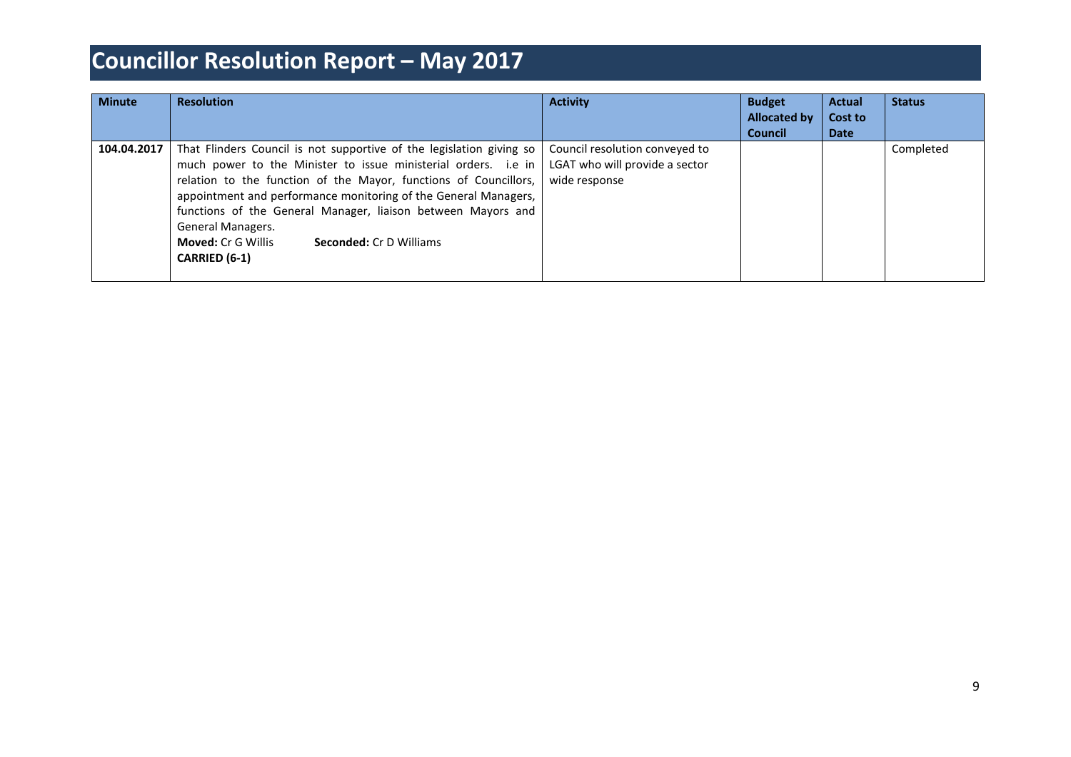# Councillor Resolution Report – May 2017

| Minute | Resolution | Activity | Budget Allocated by Council | Actual Cost to Date | Status |
|---|---|---|---|---|---|
| **104.04.2017** | That Flinders Council is not supportive of the legislation giving so much power to the Minister to issue ministerial orders. i.e in relation to the function of the Mayor, functions of Councillors, appointment and performance monitoring of the General Managers, functions of the General Manager, liaison between Mayors and General Managers.<br>**Moved:** Cr G Willis **Seconded:** Cr D Williams<br>**CARRIED (6-1)** | Council resolution conveyed to LGAT who will provide a sector wide response | | | Completed |